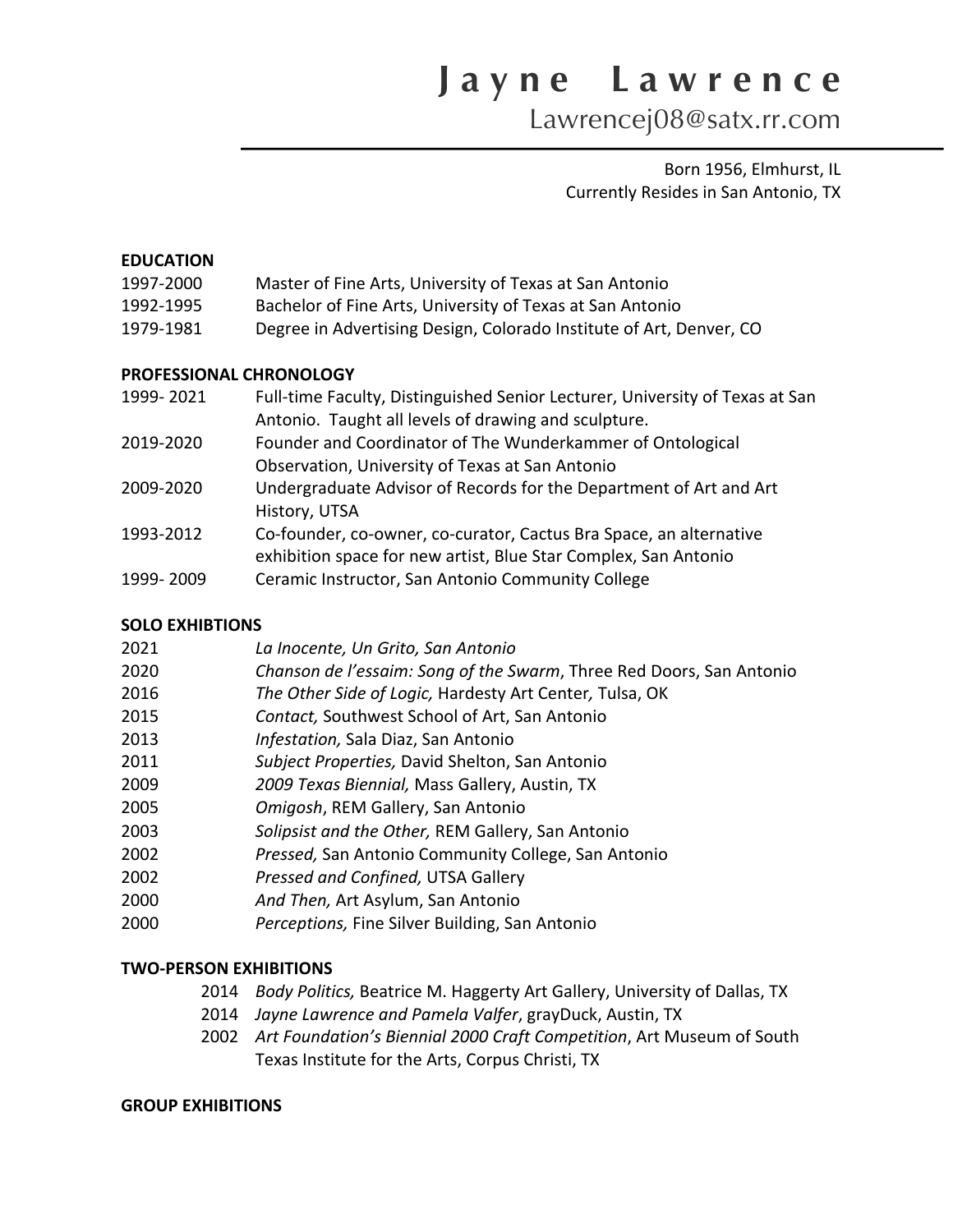# Jayne Lawrence

Lawrencej08@satx.rr.com

Born 1956, Elmhurst, IL
Currently Resides in San Antonio, TX

## EDUCATION

| | |
|---|---|
| 1997-2000 | Master of Fine Arts, University of Texas at San Antonio |
| 1992-1995 | Bachelor of Fine Arts, University of Texas at San Antonio |
| 1979-1981 | Degree in Advertising Design, Colorado Institute of Art, Denver, CO |

## PROFESSIONAL CHRONOLOGY

| | |
|---|---|
| 1999- 2021 | Full-time Faculty, Distinguished Senior Lecturer, University of Texas at San Antonio. Taught all levels of drawing and sculpture. |
| 2019-2020 | Founder and Coordinator of The Wunderkammer of Ontological Observation, University of Texas at San Antonio |
| 2009-2020 | Undergraduate Advisor of Records for the Department of Art and Art History, UTSA |
| 1993-2012 | Co-founder, co-owner, co-curator, Cactus Bra Space, an alternative exhibition space for new artist, Blue Star Complex, San Antonio |
| 1999- 2009 | Ceramic Instructor, San Antonio Community College |

## SOLO EXHIBTIONS

| | |
|---|---|
| 2021 | *La Inocente, Un Grito, San Antonio* |
| 2020 | *Chanson de l'essaim: Song of the Swarm*, Three Red Doors, San Antonio |
| 2016 | *The Other Side of Logic,* Hardesty Art Center*,* Tulsa, OK |
| 2015 | *Contact,* Southwest School of Art, San Antonio |
| 2013 | *Infestation,* Sala Diaz, San Antonio |
| 2011 | *Subject Properties,* David Shelton, San Antonio |
| 2009 | *2009 Texas Biennial,* Mass Gallery, Austin, TX |
| 2005 | *Omigosh*, REM Gallery, San Antonio |
| 2003 | *Solipsist and the Other,* REM Gallery, San Antonio |
| 2002 | *Pressed,* San Antonio Community College, San Antonio |
| 2002 | *Pressed and Confined,* UTSA Gallery |
| 2000 | *And Then,* Art Asylum, San Antonio |
| 2000 | *Perceptions,* Fine Silver Building, San Antonio |

## TWO-PERSON EXHIBITIONS

| | |
|---|---|
| 2014 | *Body Politics,* Beatrice M. Haggerty Art Gallery, University of Dallas, TX |
| 2014 | *Jayne Lawrence and Pamela Valfer*, grayDuck, Austin, TX |
| 2002 | *Art Foundation's Biennial 2000 Craft Competition*, Art Museum of South Texas Institute for the Arts, Corpus Christi, TX |

## GROUP EXHIBITIONS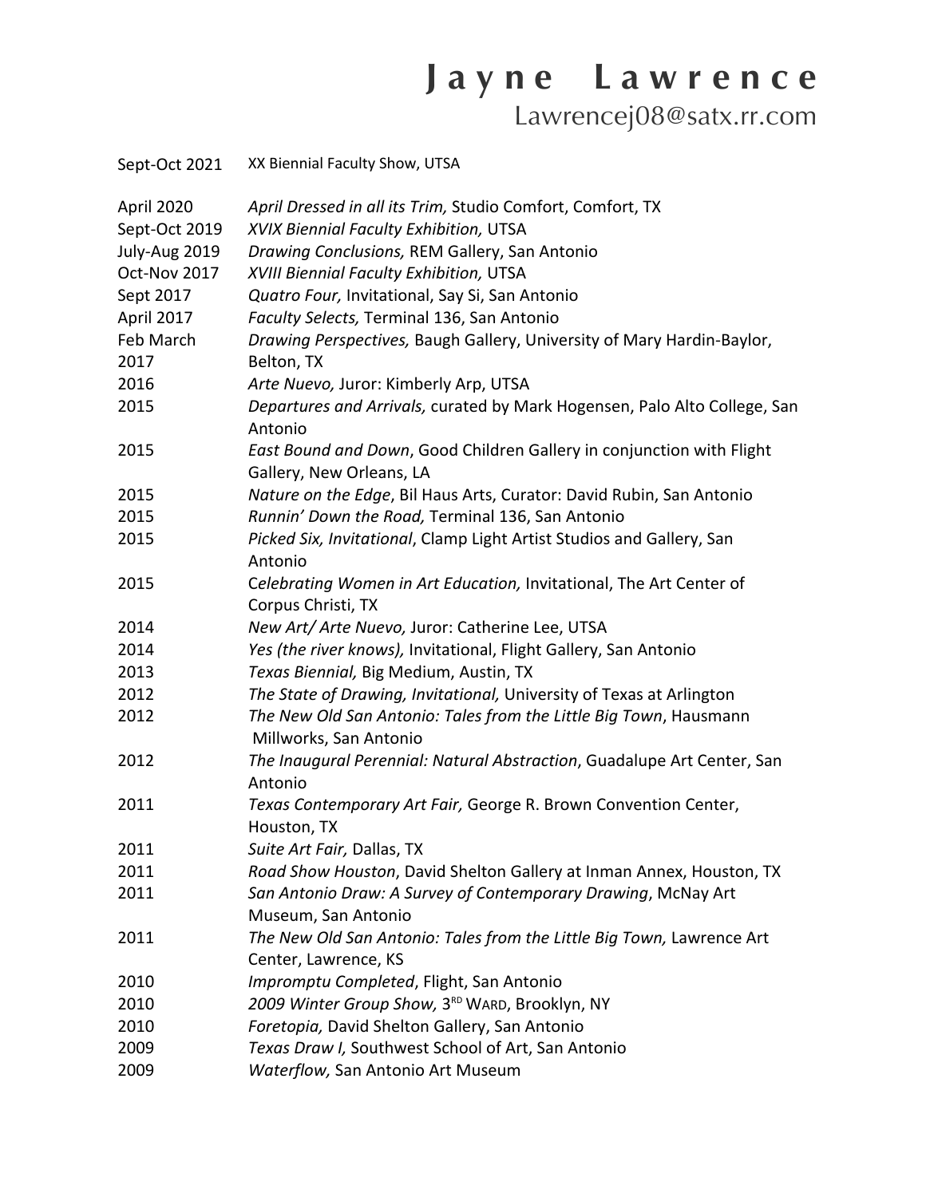# Jayne Lawrence

Lawrencej08@satx.rr.com

| | |
|---|---|
| Sept-Oct 2021 | XX Biennial Faculty Show, UTSA |
| April 2020 | *April Dressed in all its Trim,* Studio Comfort, Comfort, TX |
| Sept-Oct 2019 | *XVIX Biennial Faculty Exhibition,* UTSA |
| July-Aug 2019 | *Drawing Conclusions,* REM Gallery, San Antonio |
| Oct-Nov 2017 | *XVIII Biennial Faculty Exhibition,* UTSA |
| Sept 2017 | *Quatro Four,* Invitational, Say Si, San Antonio |
| April 2017 | *Faculty Selects,* Terminal 136, San Antonio |
| Feb March 2017 | *Drawing Perspectives,* Baugh Gallery, University of Mary Hardin-Baylor, Belton, TX |
| 2016 | *Arte Nuevo,* Juror: Kimberly Arp, UTSA |
| 2015 | *Departures and Arrivals,* curated by Mark Hogensen, Palo Alto College, San Antonio |
| 2015 | *East Bound and Down*, Good Children Gallery in conjunction with Flight Gallery, New Orleans, LA |
| 2015 | *Nature on the Edge*, Bil Haus Arts, Curator: David Rubin, San Antonio |
| 2015 | *Runnin' Down the Road,* Terminal 136, San Antonio |
| 2015 | *Picked Six, Invitational*, Clamp Light Artist Studios and Gallery, San Antonio |
| 2015 | *Celebrating Women in Art Education,* Invitational, The Art Center of Corpus Christi, TX |
| 2014 | *New Art/ Arte Nuevo,* Juror: Catherine Lee, UTSA |
| 2014 | *Yes (the river knows),* Invitational, Flight Gallery, San Antonio |
| 2013 | *Texas Biennial,* Big Medium, Austin, TX |
| 2012 | *The State of Drawing, Invitational,* University of Texas at Arlington |
| 2012 | *The New Old San Antonio: Tales from the Little Big Town*, Hausmann Millworks, San Antonio |
| 2012 | *The Inaugural Perennial: Natural Abstraction*, Guadalupe Art Center, San Antonio |
| 2011 | *Texas Contemporary Art Fair,* George R. Brown Convention Center, Houston, TX |
| 2011 | *Suite Art Fair,* Dallas, TX |
| 2011 | *Road Show Houston*, David Shelton Gallery at Inman Annex, Houston, TX |
| 2011 | *San Antonio Draw: A Survey of Contemporary Drawing*, McNay Art Museum, San Antonio |
| 2011 | *The New Old San Antonio: Tales from the Little Big Town,* Lawrence Art Center, Lawrence, KS |
| 2010 | *Impromptu Completed*, Flight, San Antonio |
| 2010 | *2009 Winter Group Show,* 3RD WARD, Brooklyn, NY |
| 2010 | *Foretopia,* David Shelton Gallery, San Antonio |
| 2009 | *Texas Draw I,* Southwest School of Art, San Antonio |
| 2009 | *Waterflow,* San Antonio Art Museum |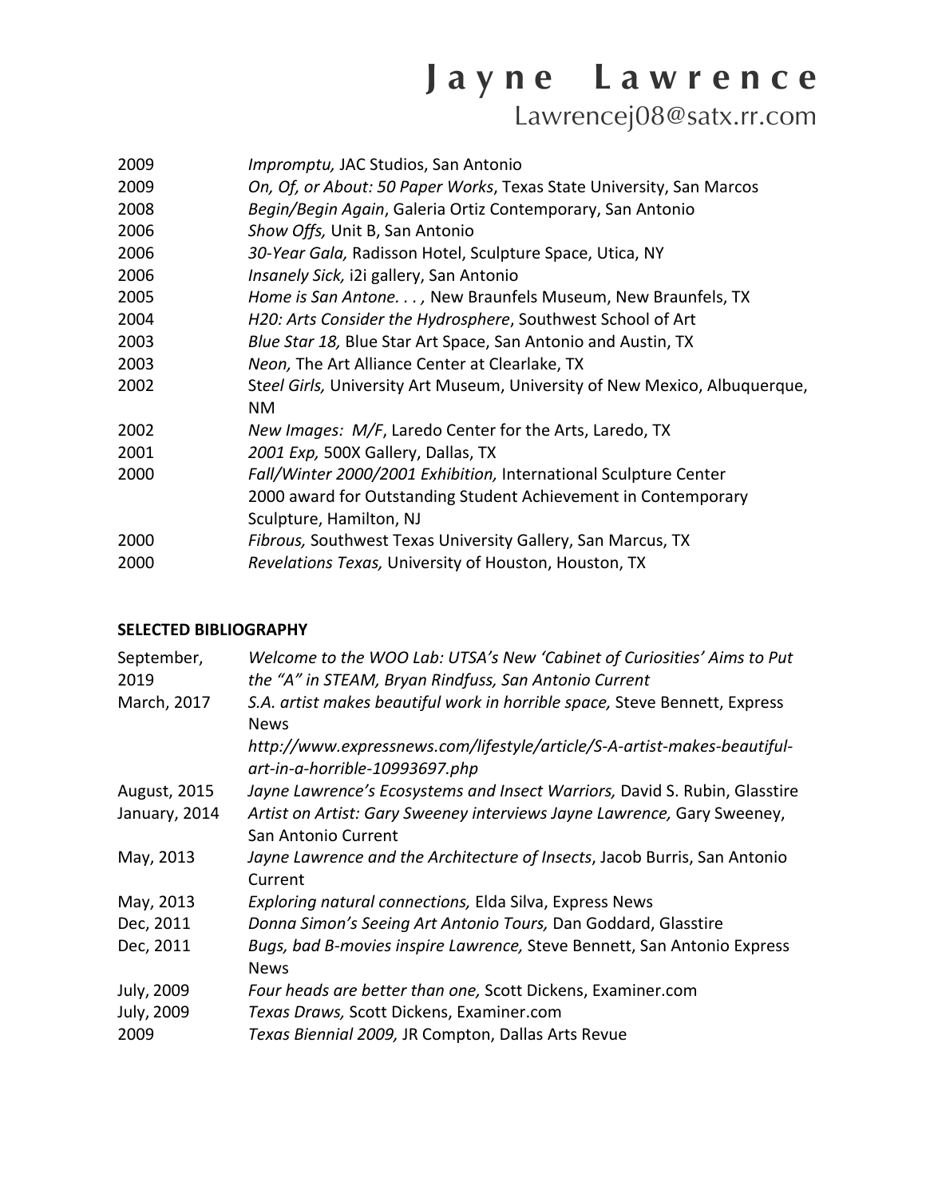# Jayne Lawrence

Lawrencej08@satx.rr.com

| | |
|---|---|
| 2009 | *Impromptu,* JAC Studios, San Antonio |
| 2009 | *On, Of, or About: 50 Paper Works*, Texas State University, San Marcos |
| 2008 | *Begin/Begin Again*, Galeria Ortiz Contemporary, San Antonio |
| 2006 | *Show Offs,* Unit B, San Antonio |
| 2006 | *30-Year Gala,* Radisson Hotel, Sculpture Space, Utica, NY |
| 2006 | *Insanely Sick,* i2i gallery, San Antonio |
| 2005 | *Home is San Antone. . . ,* New Braunfels Museum, New Braunfels, TX |
| 2004 | *H20: Arts Consider the Hydrosphere*, Southwest School of Art |
| 2003 | *Blue Star 18,* Blue Star Art Space, San Antonio and Austin, TX |
| 2003 | *Neon,* The Art Alliance Center at Clearlake, TX |
| 2002 | *Steel Girls,* University Art Museum, University of New Mexico, Albuquerque, NM |
| 2002 | *New Images: M/F*, Laredo Center for the Arts, Laredo, TX |
| 2001 | *2001 Exp,* 500X Gallery, Dallas, TX |
| 2000 | *Fall/Winter 2000/2001 Exhibition,* International Sculpture Center 2000 award for Outstanding Student Achievement in Contemporary Sculpture, Hamilton, NJ |
| 2000 | *Fibrous,* Southwest Texas University Gallery, San Marcus, TX |
| 2000 | *Revelations Texas,* University of Houston, Houston, TX |

**SELECTED BIBLIOGRAPHY**

| | |
|---|---|
| September, 2019 | *Welcome to the WOO Lab: UTSA's New 'Cabinet of Curiosities' Aims to Put the "A" in STEAM, Bryan Rindfuss, San Antonio Current* |
| March, 2017 | *S.A. artist makes beautiful work in horrible space,* Steve Bennett, Express News *http://www.expressnews.com/lifestyle/article/S-A-artist-makes-beautiful-art-in-a-horrible-10993697.php* |
| August, 2015 | *Jayne Lawrence's Ecosystems and Insect Warriors,* David S. Rubin, Glasstire |
| January, 2014 | *Artist on Artist: Gary Sweeney interviews Jayne Lawrence,* Gary Sweeney, San Antonio Current |
| May, 2013 | *Jayne Lawrence and the Architecture of Insects*, Jacob Burris, San Antonio Current |
| May, 2013 | *Exploring natural connections,* Elda Silva, Express News |
| Dec, 2011 | *Donna Simon's Seeing Art Antonio Tours,* Dan Goddard, Glasstire |
| Dec, 2011 | *Bugs, bad B-movies inspire Lawrence,* Steve Bennett, San Antonio Express News |
| July, 2009 | *Four heads are better than one,* Scott Dickens, Examiner.com |
| July, 2009 | *Texas Draws,* Scott Dickens, Examiner.com |
| 2009 | *Texas Biennial 2009,* JR Compton, Dallas Arts Revue |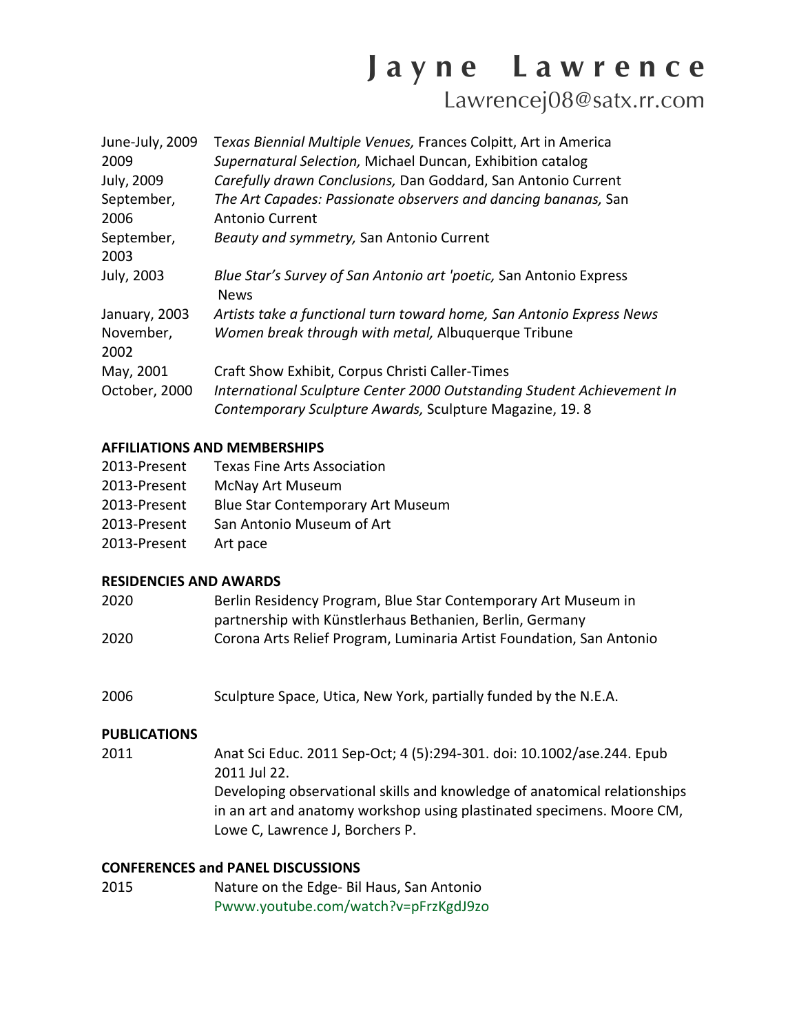# Jayne Lawrence

Lawrencej08@satx.rr.com

| | |
|---|---|
| June-July, 2009 | *Texas Biennial Multiple Venues,* Frances Colpitt, Art in America |
| 2009 | *Supernatural Selection,* Michael Duncan, Exhibition catalog |
| July, 2009 | *Carefully drawn Conclusions,* Dan Goddard, San Antonio Current |
| September, 2006 | *The Art Capades: Passionate observers and dancing bananas,* San Antonio Current |
| September, 2003 | *Beauty and symmetry,* San Antonio Current |
| July, 2003 | *Blue Star's Survey of San Antonio art 'poetic,* San Antonio Express News |
| January, 2003 | *Artists take a functional turn toward home, San Antonio Express News* |
| November, 2002 | *Women break through with metal,* Albuquerque Tribune |
| May, 2001 | Craft Show Exhibit, Corpus Christi Caller-Times |
| October, 2000 | *International Sculpture Center 2000 Outstanding Student Achievement In Contemporary Sculpture Awards,* Sculpture Magazine, 19. 8 |

**AFFILIATIONS AND MEMBERSHIPS**

| | |
|---|---|
| 2013-Present | Texas Fine Arts Association |
| 2013-Present | McNay Art Museum |
| 2013-Present | Blue Star Contemporary Art Museum |
| 2013-Present | San Antonio Museum of Art |
| 2013-Present | Art pace |

**RESIDENCIES AND AWARDS**

| | |
|---|---|
| 2020 | Berlin Residency Program, Blue Star Contemporary Art Museum in partnership with Künstlerhaus Bethanien, Berlin, Germany |
| 2020 | Corona Arts Relief Program, Luminaria Artist Foundation, San Antonio |
| 2006 | Sculpture Space, Utica, New York, partially funded by the N.E.A. |

**PUBLICATIONS**

| | |
|---|---|
| 2011 | Anat Sci Educ. 2011 Sep-Oct; 4 (5):294-301. doi: 10.1002/ase.244. Epub 2011 Jul 22. Developing observational skills and knowledge of anatomical relationships in an art and anatomy workshop using plastinated specimens. Moore CM, Lowe C, Lawrence J, Borchers P. |

**CONFERENCES and PANEL DISCUSSIONS**

| | |
|---|---|
| 2015 | Nature on the Edge- Bil Haus, San Antonio Pwww.youtube.com/watch?v=pFrzKgdJ9zo |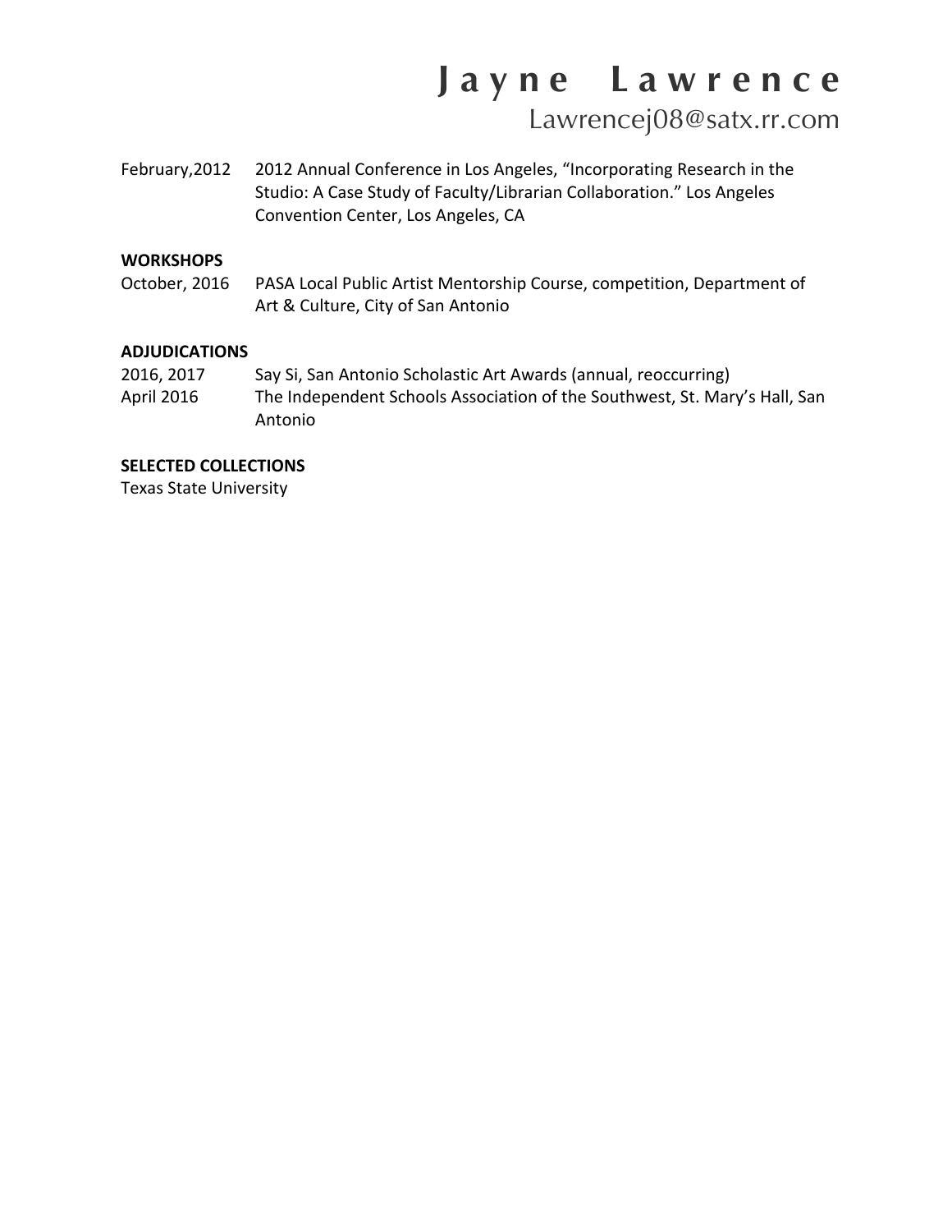February,2012 2012 Annual Conference in Los Angeles, "Incorporating Research in the Studio: A Case Study of Faculty/Librarian Collaboration." Los Angeles Convention Center, Los Angeles, CA

**WORKSHOPS**

October, 2016 PASA Local Public Artist Mentorship Course, competition, Department of Art & Culture, City of San Antonio

**ADJUDICATIONS**

2016, 2017 Say Si, San Antonio Scholastic Art Awards (annual, reoccurring)

April 2016 The Independent Schools Association of the Southwest, St. Mary's Hall, San Antonio

**SELECTED COLLECTIONS**

Texas State University